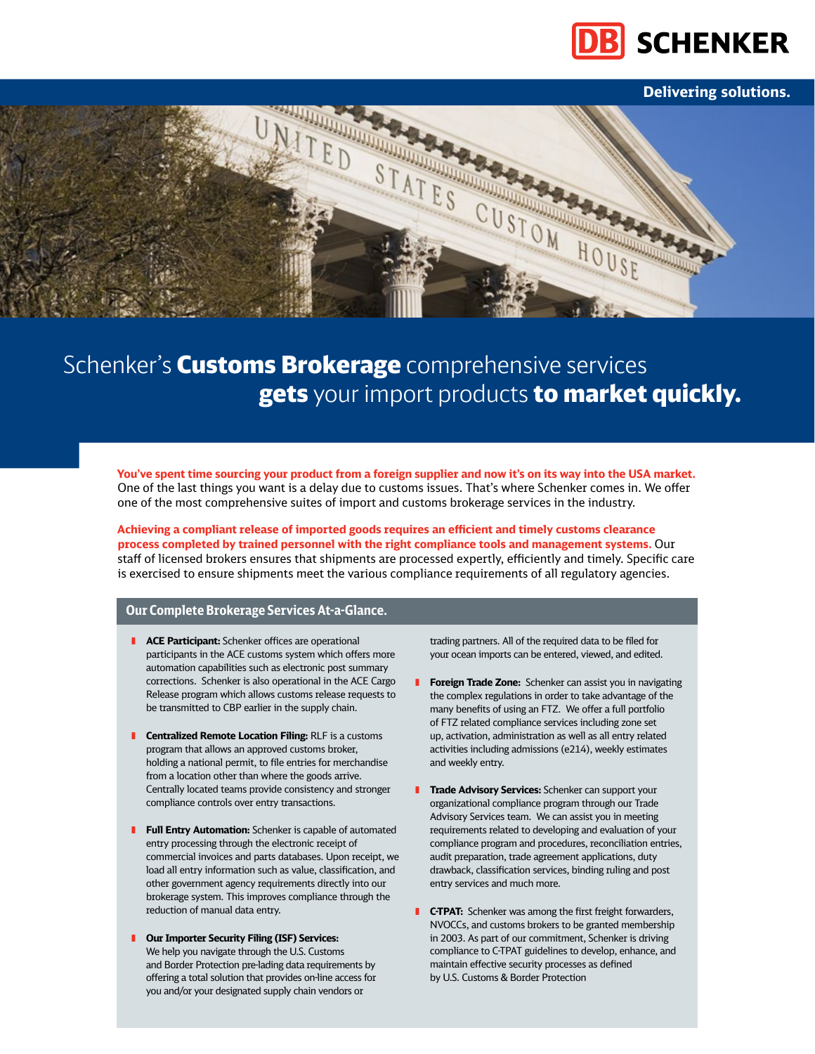DB SCHENKER

Delivering solutions.

# Schenker's **Customs Brokerage** comprehensive services **gets** your import products **to market quickly.**

**You've spent time sourcing your product from a foreign supplier and now it's on its way into the USA market.** One of the last things you want is a delay due to customs issues. That's where Schenker comes in. We offer one of the most comprehensive suites of import and customs brokerage services in the industry.

**Achieving a compliant release of imported goods requires an efficient and timely customs clearance process completed by trained personnel with the right compliance tools and management systems.** Our staff of licensed brokers ensures that shipments are processed expertly, efficiently and timely. Specific care is exercised to ensure shipments meet the various compliance requirements of all regulatory agencies.

## Our Complete Brokerage Services At-a-Glance.

- **ACE Participant:** Schenker offices are operational participants in the ACE customs system which offers more automation capabilities such as electronic post summary corrections. Schenker is also operational in the ACE Cargo Release program which allows customs release requests to be transmitted to CBP earlier in the supply chain.

- **Centralized Remote Location Filing:** RLF is a customs program that allows an approved customs broker, holding a national permit, to file entries for merchandise from a location other than where the goods arrive. Centrally located teams provide consistency and stronger compliance controls over entry transactions.

- **Full Entry Automation:** Schenker is capable of automated entry processing through the electronic receipt of commercial invoices and parts databases. Upon receipt, we load all entry information such as value, classification, and other government agency requirements directly into our brokerage system. This improves compliance through the reduction of manual data entry.

- **Our Importer Security Filing (ISF) Services:** We help you navigate through the U.S. Customs and Border Protection pre-lading data requirements by offering a total solution that provides on-line access for you and/or your designated supply chain vendors or trading partners. All of the required data to be filed for your ocean imports can be entered, viewed, and edited.

- **Foreign Trade Zone:** Schenker can assist you in navigating the complex regulations in order to take advantage of the many benefits of using an FTZ. We offer a full portfolio of FTZ related compliance services including zone set up, activation, administration as well as all entry related activities including admissions (e214), weekly estimates and weekly entry.

- **Trade Advisory Services:** Schenker can support your organizational compliance program through our Trade Advisory Services team. We can assist you in meeting requirements related to developing and evaluation of your compliance program and procedures, reconciliation entries, audit preparation, trade agreement applications, duty drawback, classification services, binding ruling and post entry services and much more.

- **C-TPAT:** Schenker was among the first freight forwarders, NVOCCs, and customs brokers to be granted membership in 2003. As part of our commitment, Schenker is driving compliance to C-TPAT guidelines to develop, enhance, and maintain effective security processes as defined by U.S. Customs & Border Protection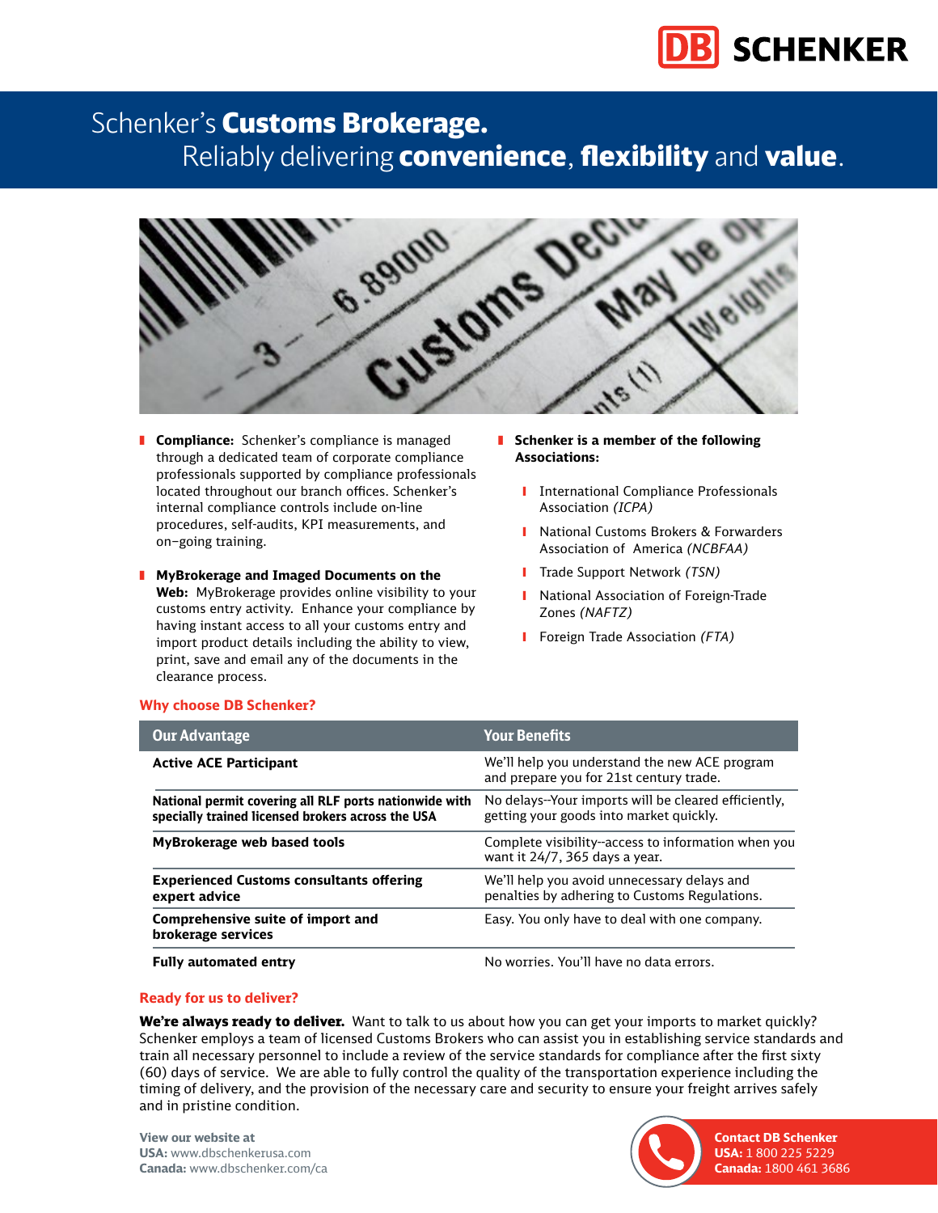# Schenker's **Customs Brokerage.** Reliably delivering **convenience**, **flexibility** and **value**.

- **Compliance:** Schenker's compliance is managed through a dedicated team of corporate compliance professionals supported by compliance professionals located throughout our branch offices. Schenker's internal compliance controls include on-line procedures, self-audits, KPI measurements, and on–going training.

- **MyBrokerage and Imaged Documents on the Web:** MyBrokerage provides online visibility to your customs entry activity. Enhance your compliance by having instant access to all your customs entry and import product details including the ability to view, print, save and email any of the documents in the clearance process.

- **Schenker is a member of the following Associations:**
  - International Compliance Professionals Association *(ICPA)*
  - National Customs Brokers & Forwarders Association of America *(NCBFAA)*
  - Trade Support Network *(TSN)*
  - National Association of Foreign-Trade Zones *(NAFTZ)*
  - Foreign Trade Association *(FTA)*

## Why choose DB Schenker?

| Our Advantage | Your Benefits |
|---|---|
| **Active ACE Participant** | We'll help you understand the new ACE program and prepare you for 21st century trade. |
| **National permit covering all RLF ports nationwide with specially trained licensed brokers across the USA** | No delays--Your imports will be cleared efficiently, getting your goods into market quickly. |
| **MyBrokerage web based tools** | Complete visibility--access to information when you want it 24/7, 365 days a year. |
| **Experienced Customs consultants offering expert advice** | We'll help you avoid unnecessary delays and penalties by adhering to Customs Regulations. |
| **Comprehensive suite of import and brokerage services** | Easy. You only have to deal with one company. |
| **Fully automated entry** | No worries. You'll have no data errors. |

## Ready for us to deliver?

**We're always ready to deliver.** Want to talk to us about how you can get your imports to market quickly? Schenker employs a team of licensed Customs Brokers who can assist you in establishing service standards and train all necessary personnel to include a review of the service standards for compliance after the first sixty (60) days of service. We are able to fully control the quality of the transportation experience including the timing of delivery, and the provision of the necessary care and security to ensure your freight arrives safely and in pristine condition.

**View our website at**
**USA:** www.dbschenkerusa.com
**Canada:** www.dbschenker.com/ca

**Contact DB Schenker**
**USA:** 1 800 225 5229
**Canada:** 1800 461 3686